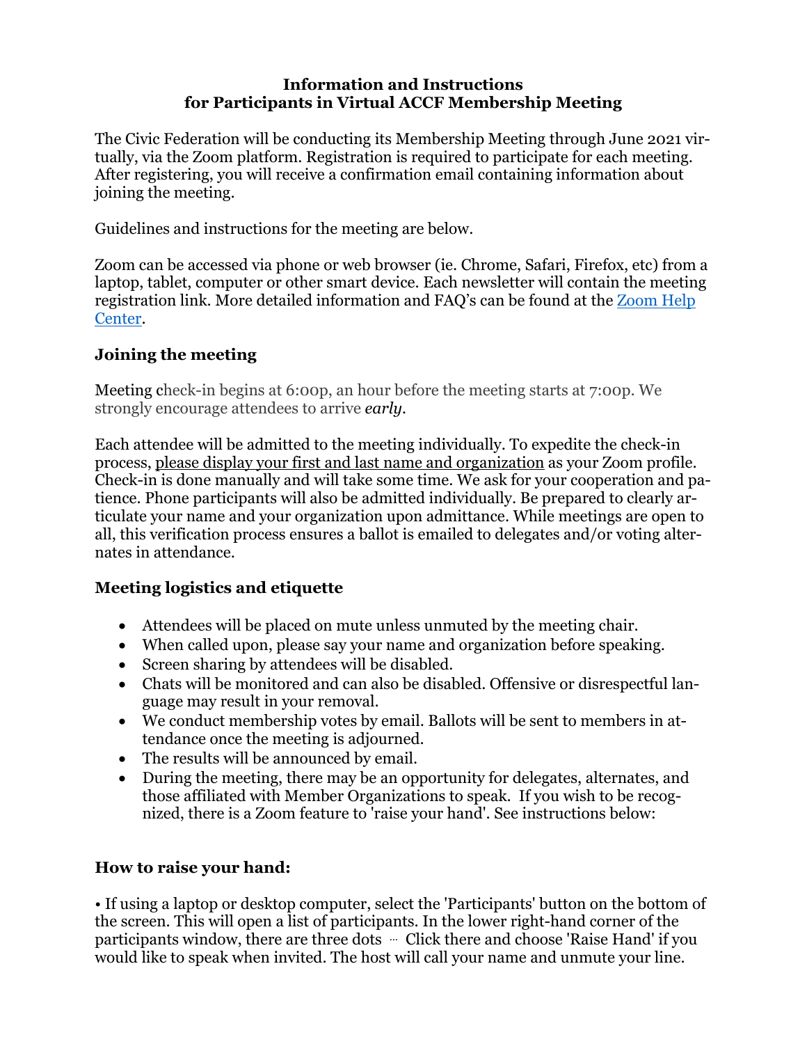**Information and Instructions**
**for Participants in Virtual ACCF Membership Meeting**

The Civic Federation will be conducting its Membership Meeting through June 2021 virtually, via the Zoom platform. Registration is required to participate for each meeting. After registering, you will receive a confirmation email containing information about joining the meeting.

Guidelines and instructions for the meeting are below.

Zoom can be accessed via phone or web browser (ie. Chrome, Safari, Firefox, etc) from a laptop, tablet, computer or other smart device. Each newsletter will contain the meeting registration link. More detailed information and FAQ's can be found at the [Zoom Help Center](Zoom Help Center).

### Joining the meeting

Meeting check-in begins at 6:00p, an hour before the meeting starts at 7:00p. We strongly encourage attendees to arrive *early.*

Each attendee will be admitted to the meeting individually. To expedite the check-in process, please display your first and last name and organization as your Zoom profile. Check-in is done manually and will take some time. We ask for your cooperation and patience. Phone participants will also be admitted individually. Be prepared to clearly articulate your name and your organization upon admittance. While meetings are open to all, this verification process ensures a ballot is emailed to delegates and/or voting alternates in attendance.

### Meeting logistics and etiquette

- Attendees will be placed on mute unless unmuted by the meeting chair.
- When called upon, please say your name and organization before speaking.
- Screen sharing by attendees will be disabled.
- Chats will be monitored and can also be disabled. Offensive or disrespectful language may result in your removal.
- We conduct membership votes by email. Ballots will be sent to members in attendance once the meeting is adjourned.
- The results will be announced by email.
- During the meeting, there may be an opportunity for delegates, alternates, and those affiliated with Member Organizations to speak. If you wish to be recognized, there is a Zoom feature to 'raise your hand'. See instructions below:

### How to raise your hand:

• If using a laptop or desktop computer, select the 'Participants' button on the bottom of the screen. This will open a list of participants. In the lower right-hand corner of the participants window, there are three dots ⋯ Click there and choose 'Raise Hand' if you would like to speak when invited. The host will call your name and unmute your line.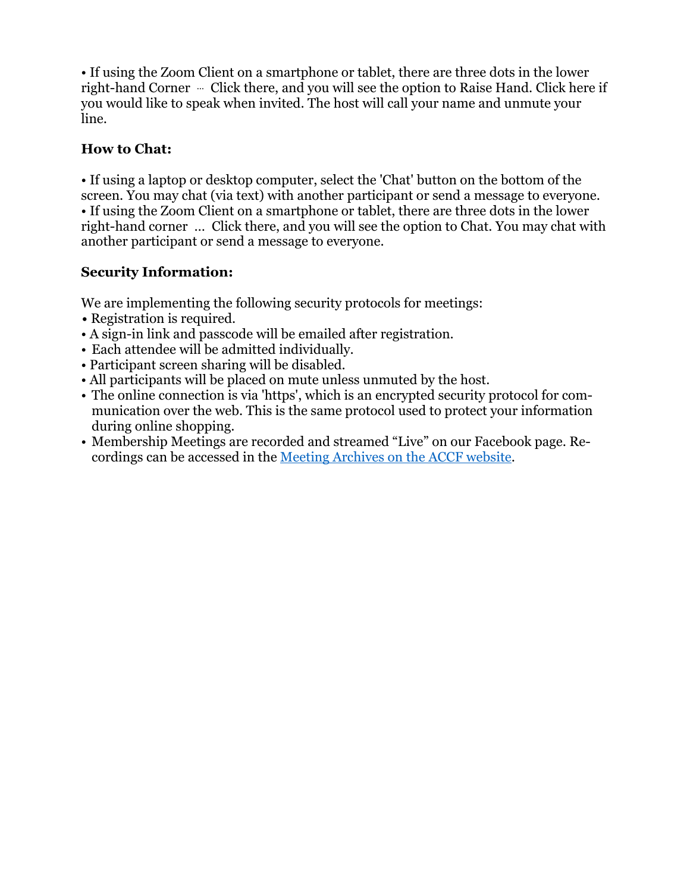• If using the Zoom Client on a smartphone or tablet, there are three dots in the lower right-hand Corner ... Click there, and you will see the option to Raise Hand. Click here if you would like to speak when invited. The host will call your name and unmute your line.

**How to Chat:**

• If using a laptop or desktop computer, select the 'Chat' button on the bottom of the screen. You may chat (via text) with another participant or send a message to everyone.
• If using the Zoom Client on a smartphone or tablet, there are three dots in the lower right-hand corner ... Click there, and you will see the option to Chat. You may chat with another participant or send a message to everyone.

**Security Information:**

We are implementing the following security protocols for meetings:

- Registration is required.
- A sign-in link and passcode will be emailed after registration.
- Each attendee will be admitted individually.
- Participant screen sharing will be disabled.
- All participants will be placed on mute unless unmuted by the host.
- The online connection is via 'https', which is an encrypted security protocol for communication over the web. This is the same protocol used to protect your information during online shopping.
- Membership Meetings are recorded and streamed "Live" on our Facebook page. Recordings can be accessed in the Meeting Archives on the ACCF website.